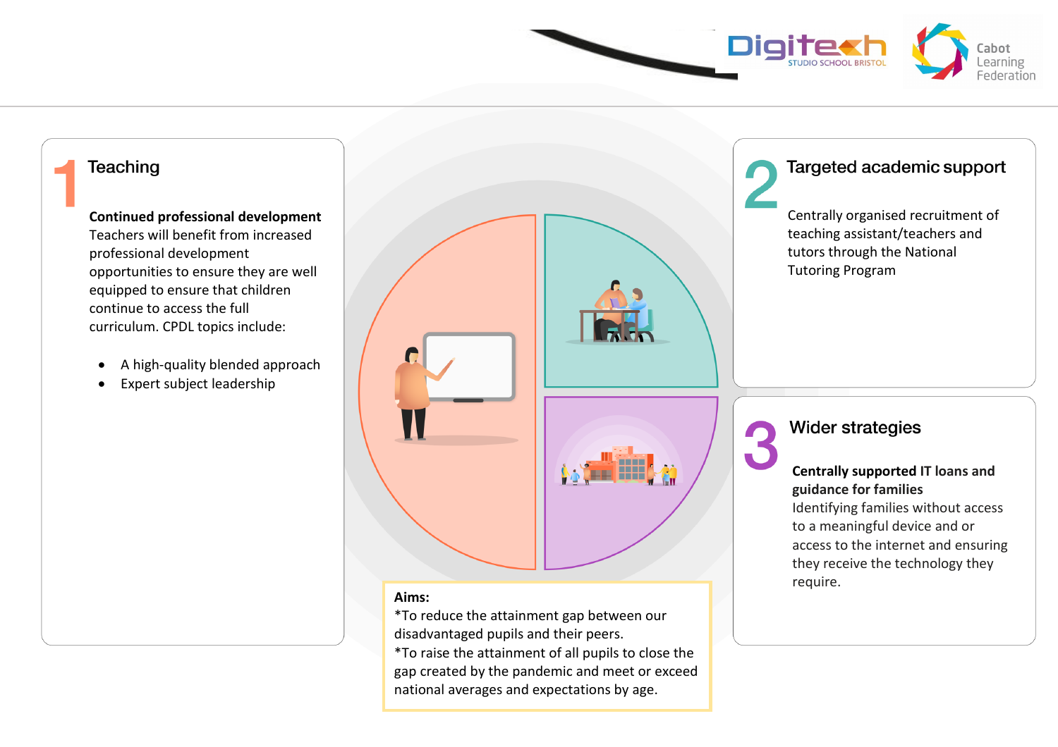## 1 Teaching

**Continued professional development**
Teachers will benefit from increased professional development opportunities to ensure they are well equipped to ensure that children continue to access the full curriculum. CPDL topics include:

- A high-quality blended approach
- Expert subject leadership

## 2 Targeted academic support

Centrally organised recruitment of teaching assistant/teachers and tutors through the National Tutoring Program

## 3 Wider strategies

**Centrally supported IT loans and guidance for families**
Identifying families without access to a meaningful device and or access to the internet and ensuring they receive the technology they require.

**Aims:**
*To reduce the attainment gap between our disadvantaged pupils and their peers.
*To raise the attainment of all pupils to close the gap created by the pandemic and meet or exceed national averages and expectations by age.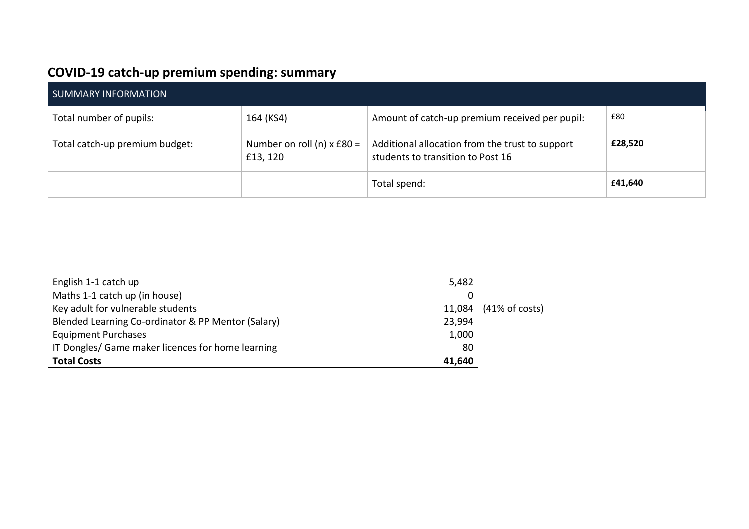## COVID-19 catch-up premium spending: summary

| SUMMARY INFORMATION | | | |
|---|---|---|---|
| Total number of pupils: | 164 (KS4) | Amount of catch-up premium received per pupil: | £80 |
| Total catch-up premium budget: | Number on roll (n) x £80 = £13, 120 | Additional allocation from the trust to support students to transition to Post 16 | **£28,520** |
| | | Total spend: | **£41,640** |

| | | |
|---|---|---|
| English 1-1 catch up | 5,482 | |
| Maths 1-1 catch up (in house) | 0 | |
| Key adult for vulnerable students | 11,084 | (41% of costs) |
| Blended Learning Co-ordinator & PP Mentor (Salary) | 23,994 | |
| Equipment Purchases | 1,000 | |
| IT Dongles/ Game maker licences for home learning | 80 | |
| **Total Costs** | **41,640** | |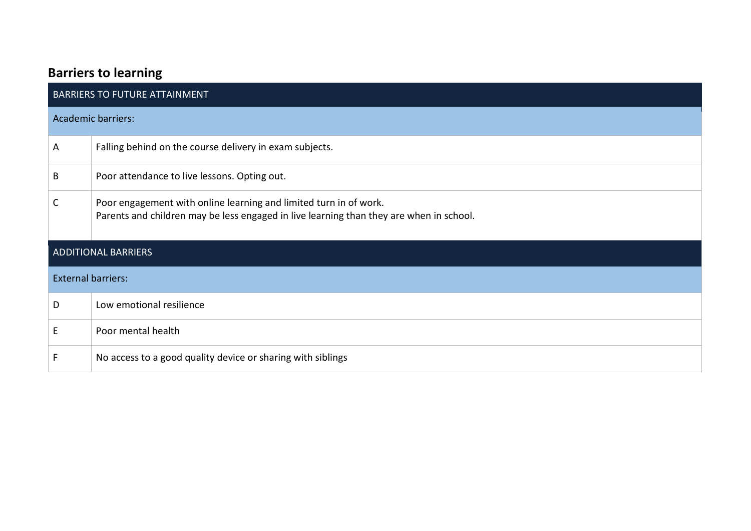## Barriers to learning

| BARRIERS TO FUTURE ATTAINMENT | |
|---|---|
| Academic barriers: | |
| A | Falling behind on the course delivery in exam subjects. |
| B | Poor attendance to live lessons. Opting out. |
| C | Poor engagement with online learning and limited turn in of work.<br>Parents and children may be less engaged in live learning than they are when in school. |
| ADDITIONAL BARRIERS | |
| External barriers: | |
| D | Low emotional resilience |
| E | Poor mental health |
| F | No access to a good quality device or sharing with siblings |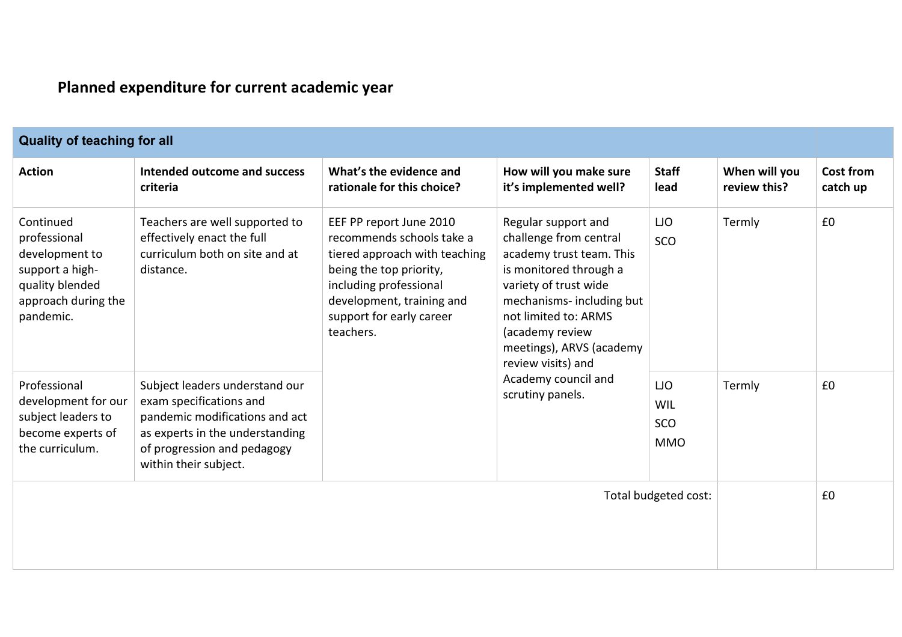## Planned expenditure for current academic year

| Quality of teaching for all | | | | | | |
|---|---|---|---|---|---|---|
| **Action** | **Intended outcome and success criteria** | **What's the evidence and rationale for this choice?** | **How will you make sure it's implemented well?** | **Staff lead** | **When will you review this?** | **Cost from catch up** |
| Continued professional development to support a high-quality blended approach during the pandemic. | Teachers are well supported to effectively enact the full curriculum both on site and at distance. | EEF PP report June 2010 recommends schools take a tiered approach with teaching being the top priority, including professional development, training and support for early career teachers. | Regular support and challenge from central academy trust team. This is monitored through a variety of trust wide mechanisms- including but not limited to: ARMS (academy review meetings), ARVS (academy review visits) and Academy council and scrutiny panels. | LJO SCO | Termly | £0 |
| Professional development for our subject leaders to become experts of the curriculum. | Subject leaders understand our exam specifications and pandemic modifications and act as experts in the understanding of progression and pedagogy within their subject. | | | LJO WIL SCO MMO | Termly | £0 |
| | | | | Total budgeted cost: | | £0 |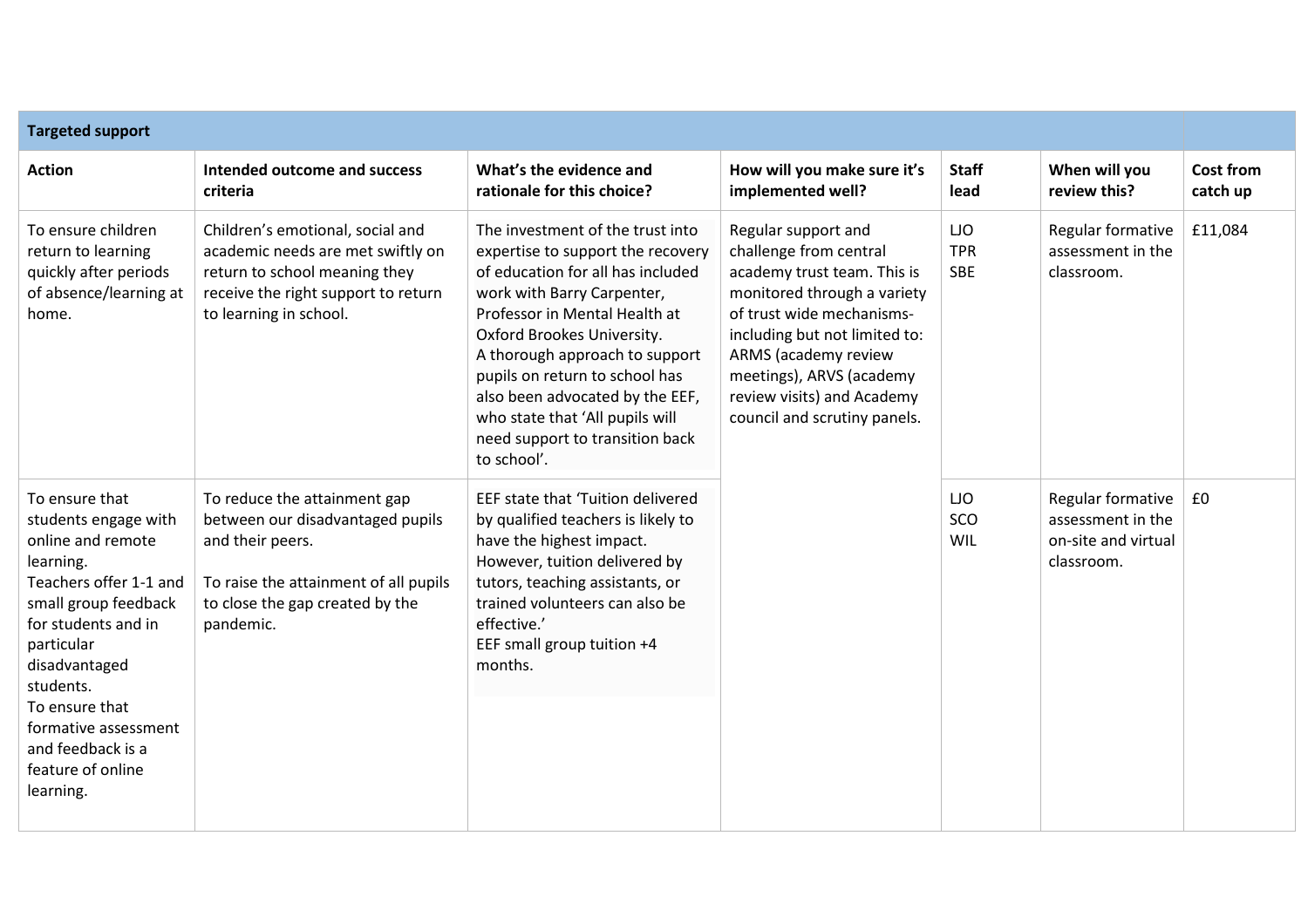| Targeted support | | | | | | |
|---|---|---|---|---|---|---|
| **Action** | **Intended outcome and success criteria** | **What's the evidence and rationale for this choice?** | **How will you make sure it's implemented well?** | **Staff lead** | **When will you review this?** | **Cost from catch up** |
| To ensure children return to learning quickly after periods of absence/learning at home. | Children's emotional, social and academic needs are met swiftly on return to school meaning they receive the right support to return to learning in school. | The investment of the trust into expertise to support the recovery of education for all has included work with Barry Carpenter, Professor in Mental Health at Oxford Brookes University.<br>A thorough approach to support pupils on return to school has also been advocated by the EEF, who state that 'All pupils will need support to transition back to school'. | Regular support and challenge from central academy trust team. This is monitored through a variety of trust wide mechanisms- including but not limited to: ARMS (academy review meetings), ARVS (academy review visits) and Academy council and scrutiny panels. | LJO<br>TPR<br>SBE | Regular formative assessment in the classroom. | £11,084 |
| To ensure that students engage with online and remote learning.<br>Teachers offer 1-1 and small group feedback for students and in particular disadvantaged students.<br>To ensure that formative assessment and feedback is a feature of online learning. | To reduce the attainment gap between our disadvantaged pupils and their peers.<br><br>To raise the attainment of all pupils to close the gap created by the pandemic. | EEF state that 'Tuition delivered by qualified teachers is likely to have the highest impact. However, tuition delivered by tutors, teaching assistants, or trained volunteers can also be effective.'<br>EEF small group tuition +4 months. | | LJO<br>SCO<br>WIL | Regular formative assessment in the on-site and virtual classroom. | £0 |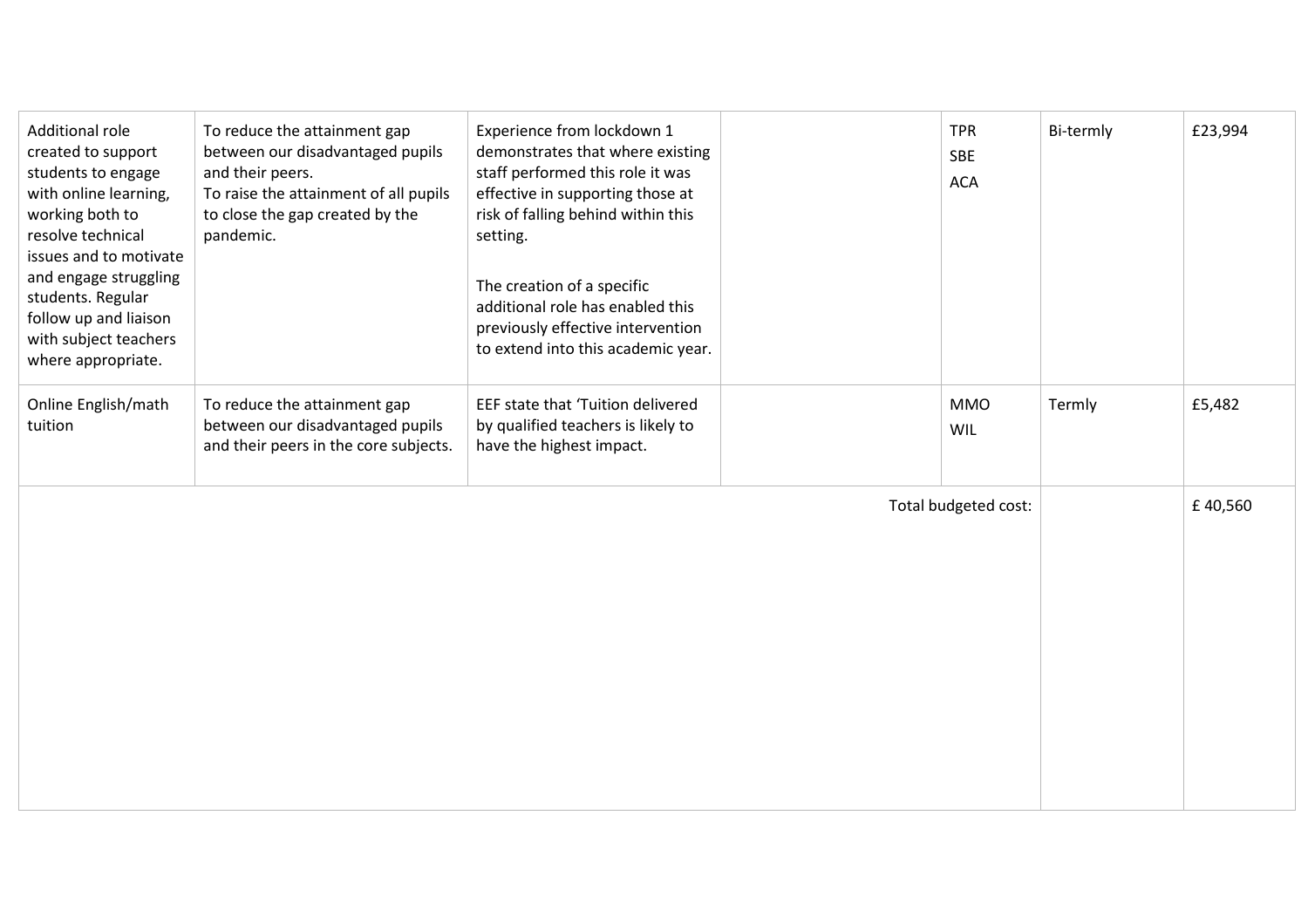| | | | | | | |
|---|---|---|---|---|---|---|
| Additional role created to support students to engage with online learning, working both to resolve technical issues and to motivate and engage struggling students. Regular follow up and liaison with subject teachers where appropriate. | To reduce the attainment gap between our disadvantaged pupils and their peers.<br>To raise the attainment of all pupils to close the gap created by the pandemic. | Experience from lockdown 1 demonstrates that where existing staff performed this role it was effective in supporting those at risk of falling behind within this setting.<br><br>The creation of a specific additional role has enabled this previously effective intervention to extend into this academic year. | | TPR<br>SBE<br>ACA | Bi-termly | £23,994 |
| Online English/math tuition | To reduce the attainment gap between our disadvantaged pupils and their peers in the core subjects. | EEF state that 'Tuition delivered by qualified teachers is likely to have the highest impact. | | MMO<br>WIL | Termly | £5,482 |
| | | | | Total budgeted cost: | | £ 40,560 |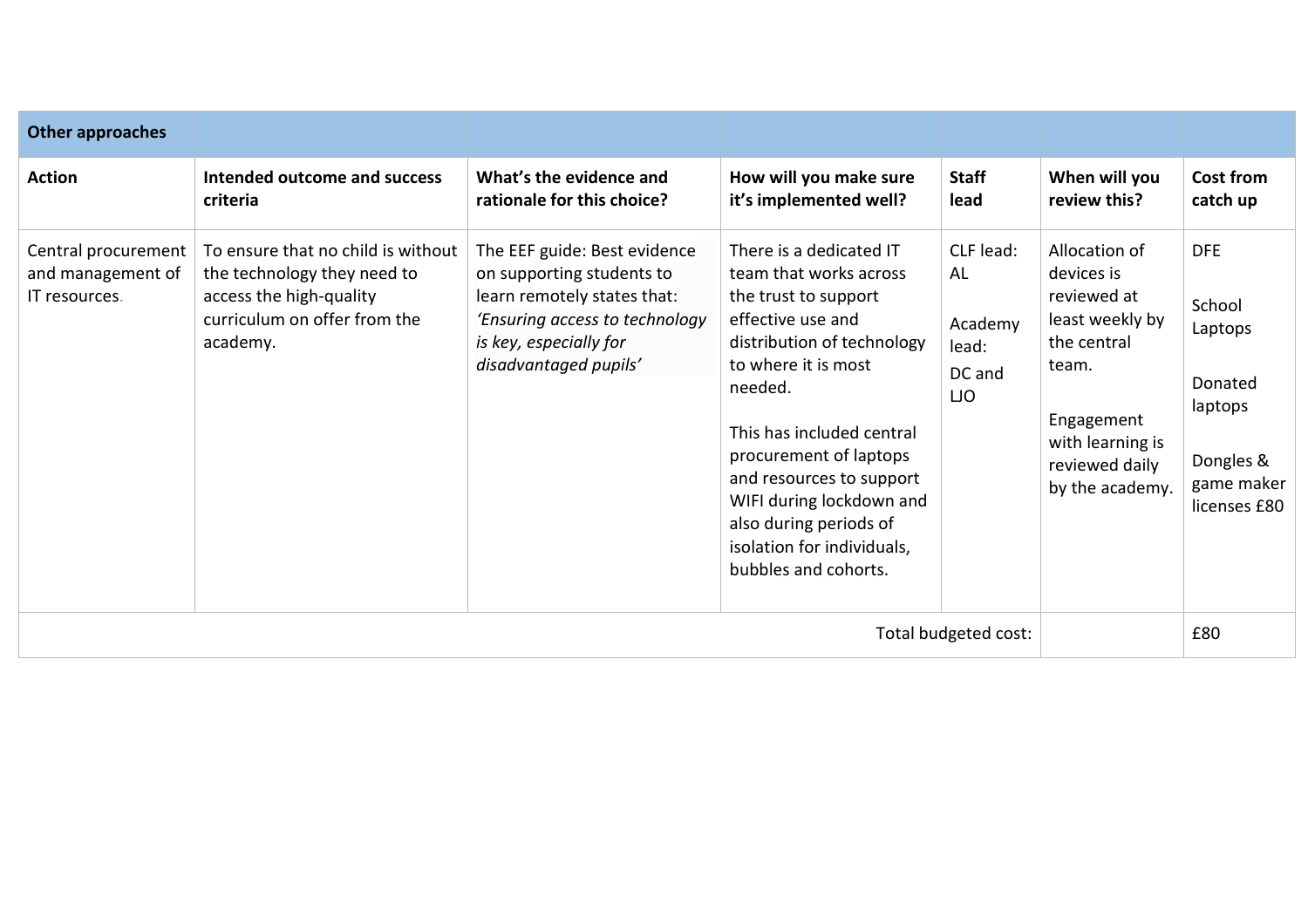| Other approaches | | | | | | |
|---|---|---|---|---|---|---|
| **Action** | **Intended outcome and success criteria** | **What's the evidence and rationale for this choice?** | **How will you make sure it's implemented well?** | **Staff lead** | **When will you review this?** | **Cost from catch up** |
| Central procurement and management of IT resources. | To ensure that no child is without the technology they need to access the high-quality curriculum on offer from the academy. | The EEF guide: Best evidence on supporting students to learn remotely states that: *'Ensuring access to technology is key, especially for disadvantaged pupils'* | There is a dedicated IT team that works across the trust to support effective use and distribution of technology to where it is most needed.<br><br>This has included central procurement of laptops and resources to support WIFI during lockdown and also during periods of isolation for individuals, bubbles and cohorts. | CLF lead: AL<br><br>Academy lead: DC and LJO | Allocation of devices is reviewed at least weekly by the central team.<br><br>Engagement with learning is reviewed daily by the academy. | DFE<br><br>School Laptops<br><br>Donated laptops<br><br>Dongles & game maker licenses £80 |
| | | | | Total budgeted cost: | | £80 |